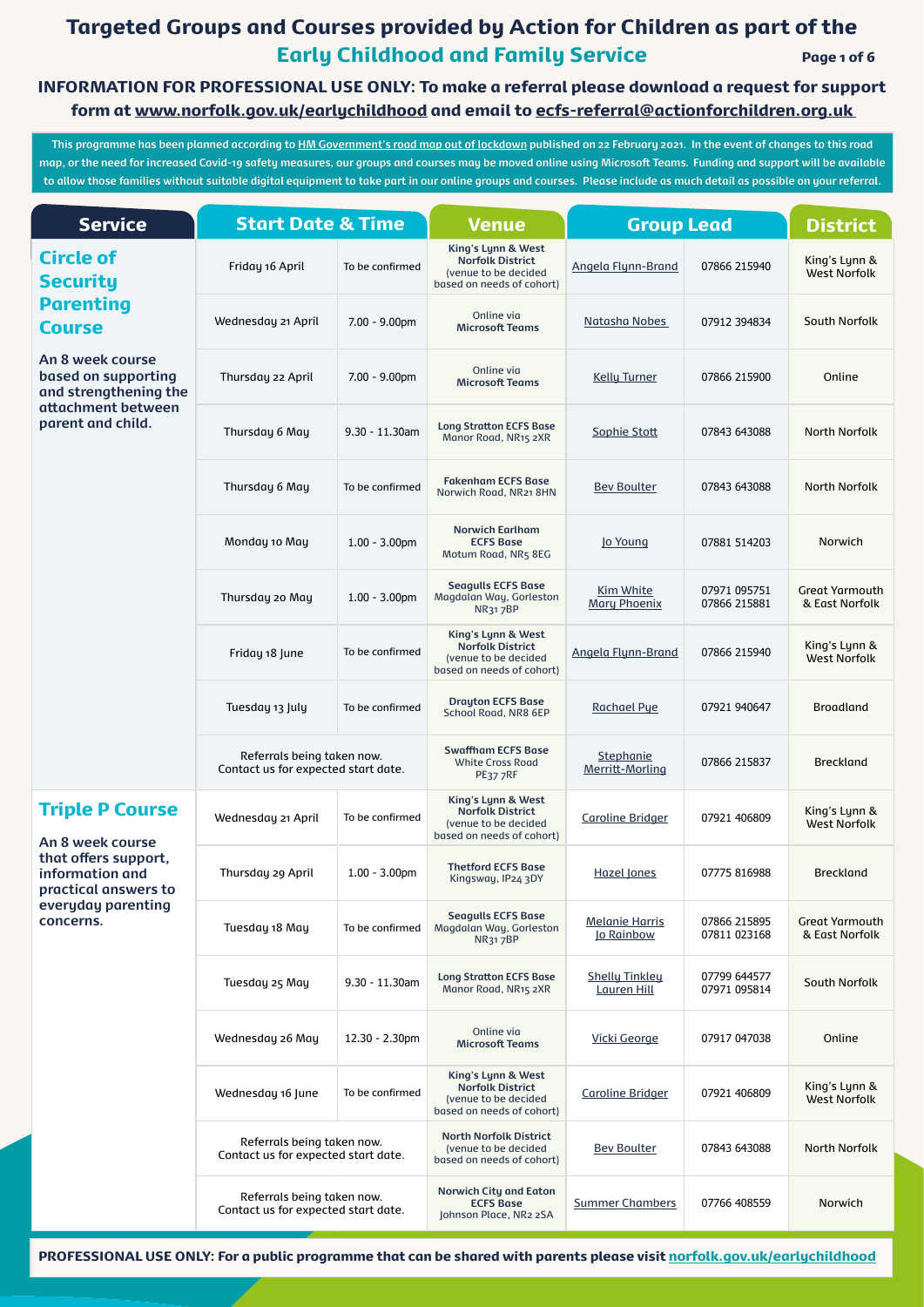# Targeted Groups and Courses provided by Action for Children as part of the Early Childhood and Family Service

**INFORMATION FOR PROFESSIONAL USE ONLY: To make a referral please download a request for support form at www.norfolk.gov.uk/earlychildhood and email to ecfs-referral@actionforchildren.org.uk**

This programme has been planned according to HM Government's road map out of lockdown published on 22 February 2021. In the event of changes to this road map, or the need for increased Covid-19 safety measures, our groups and courses may be moved online using Microsoft Teams. Funding and support will be available to allow those families without suitable digital equipment to take part in our online groups and courses. Please include as much detail as possible on your referral.

| Service | Start Date & Time | | Venue | Group Lead | | District |
|---|---|---|---|---|---|---|
| **Circle of Security Parenting Course** An 8 week course based on supporting and strengthening the attachment between parent and child. | Friday 16 April | To be confirmed | **King's Lynn & West Norfolk District** (venue to be decided based on needs of cohort) | Angela Flynn-Brand | 07866 215940 | King's Lynn & West Norfolk |
| | Wednesday 21 April | 7.00 - 9.00pm | Online via **Microsoft Teams** | Natasha Nobes | 07912 394834 | South Norfolk |
| | Thursday 22 April | 7.00 - 9.00pm | Online via **Microsoft Teams** | Kelly Turner | 07866 215900 | Online |
| | Thursday 6 May | 9.30 - 11.30am | **Long Stratton ECFS Base** Manor Road, NR15 2XR | Sophie Stott | 07843 643088 | North Norfolk |
| | Thursday 6 May | To be confirmed | **Fakenham ECFS Base** Norwich Road, NR21 8HN | Bev Boulter | 07843 643088 | North Norfolk |
| | Monday 10 May | 1.00 - 3.00pm | **Norwich Earlham ECFS Base** Motum Road, NR5 8EG | Jo Young | 07881 514203 | Norwich |
| | Thursday 20 May | 1.00 - 3.00pm | **Seagulls ECFS Base** Magdalan Way, Gorleston NR31 7BP | Kim White<br>Mary Phoenix | 07971 095751<br>07866 215881 | Great Yarmouth & East Norfolk |
| | Friday 18 June | To be confirmed | **King's Lynn & West Norfolk District** (venue to be decided based on needs of cohort) | Angela Flynn-Brand | 07866 215940 | King's Lynn & West Norfolk |
| | Tuesday 13 July | To be confirmed | **Drayton ECFS Base** School Road, NR8 6EP | Rachael Pye | 07921 940647 | Broadland |
| | Referrals being taken now. Contact us for expected start date. | | **Swaffham ECFS Base** White Cross Road PE37 7RF | Stephanie Merritt-Morling | 07866 215837 | Breckland |
| **Triple P Course** An 8 week course that offers support, information and practical answers to everyday parenting concerns. | Wednesday 21 April | To be confirmed | **King's Lynn & West Norfolk District** (venue to be decided based on needs of cohort) | Caroline Bridger | 07921 406809 | King's Lynn & West Norfolk |
| | Thursday 29 April | 1.00 - 3.00pm | **Thetford ECFS Base** Kingsway, IP24 3DY | Hazel Jones | 07775 816988 | Breckland |
| | Tuesday 18 May | To be confirmed | **Seagulls ECFS Base** Magdalan Way, Gorleston NR31 7BP | Melanie Harris<br>Jo Rainbow | 07866 215895<br>07811 023168 | Great Yarmouth & East Norfolk |
| | Tuesday 25 May | 9.30 - 11.30am | **Long Stratton ECFS Base** Manor Road, NR15 2XR | Shelly Tinkley<br>Lauren Hill | 07799 644577<br>07971 095814 | South Norfolk |
| | Wednesday 26 May | 12.30 - 2.30pm | Online via **Microsoft Teams** | Vicki George | 07917 047038 | Online |
| | Wednesday 16 June | To be confirmed | **King's Lynn & West Norfolk District** (venue to be decided based on needs of cohort) | Caroline Bridger | 07921 406809 | King's Lynn & West Norfolk |
| | Referrals being taken now. Contact us for expected start date. | | **North Norfolk District** (venue to be decided based on needs of cohort) | Bev Boulter | 07843 643088 | North Norfolk |
| | Referrals being taken now. Contact us for expected start date. | | **Norwich City and Eaton ECFS Base** Johnson Place, NR2 2SA | Summer Chambers | 07766 408559 | Norwich |

**PROFESSIONAL USE ONLY: For a public programme that can be shared with parents please visit norfolk.gov.uk/earlychildhood**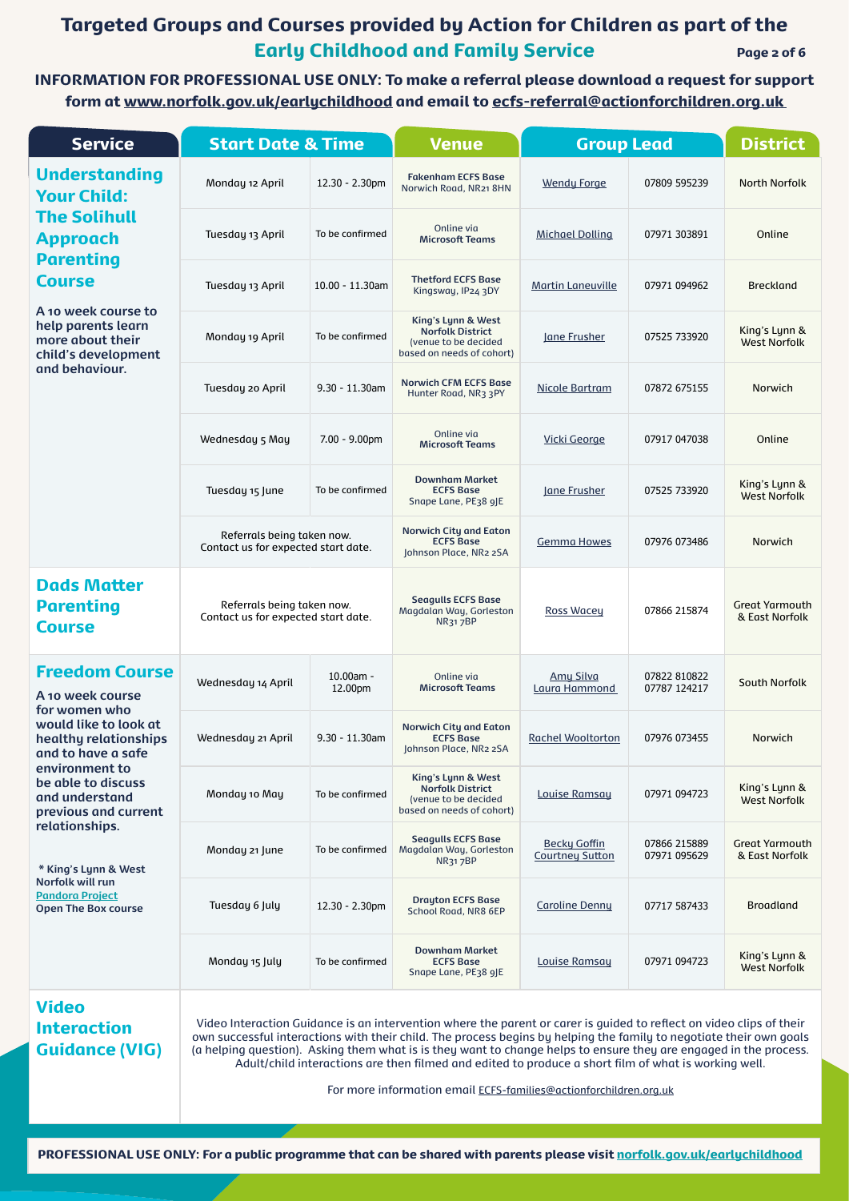# Targeted Groups and Courses provided by Action for Children as part of the Early Childhood and Family Service

**INFORMATION FOR PROFESSIONAL USE ONLY: To make a referral please download a request for support form at [www.norfolk.gov.uk/earlychildhood](www.norfolk.gov.uk/earlychildhood) and email to [ecfs-referral@actionforchildren.org.uk](mailto:ecfs-referral@actionforchildren.org.uk)**

| Service | Start Date & Time | | Venue | Group Lead | | District |
|---|---|---|---|---|---|---|
| **Understanding Your Child: The Solihull Approach Parenting Course** <br> A 10 week course to help parents learn more about their child's development and behaviour. | Monday 12 April | 12.30 - 2.30pm | **Fakenham ECFS Base** Norwich Road, NR21 8HN | Wendy Forge | 07809 595239 | North Norfolk |
| | Tuesday 13 April | To be confirmed | Online via **Microsoft Teams** | Michael Dolling | 07971 303891 | Online |
| | Tuesday 13 April | 10.00 - 11.30am | **Thetford ECFS Base** Kingsway, IP24 3DY | Martin Laneuville | 07971 094962 | Breckland |
| | Monday 19 April | To be confirmed | **King's Lynn & West Norfolk District** (venue to be decided based on needs of cohort) | Jane Frusher | 07525 733920 | King's Lynn & West Norfolk |
| | Tuesday 20 April | 9.30 - 11.30am | **Norwich CFM ECFS Base** Hunter Road, NR3 3PY | Nicole Bartram | 07872 675155 | Norwich |
| | Wednesday 5 May | 7.00 - 9.00pm | Online via **Microsoft Teams** | Vicki George | 07917 047038 | Online |
| | Tuesday 15 June | To be confirmed | **Downham Market ECFS Base** Snape Lane, PE38 9JE | Jane Frusher | 07525 733920 | King's Lynn & West Norfolk |
| | Referrals being taken now. Contact us for expected start date. | | **Norwich City and Eaton ECFS Base** Johnson Place, NR2 2SA | Gemma Howes | 07976 073486 | Norwich |
| **Dads Matter Parenting Course** | Referrals being taken now. Contact us for expected start date. | | **Seagulls ECFS Base** Magdalan Way, Gorleston NR31 7BP | Ross Wacey | 07866 215874 | Great Yarmouth & East Norfolk |
| **Freedom Course** <br> A 10 week course for women who would like to look at healthy relationships and to have a safe environment to be able to discuss and understand previous and current relationships. <br><br> * King's Lynn & West Norfolk will run Pandora Project Open The Box course | Wednesday 14 April | 10.00am - 12.00pm | Online via **Microsoft Teams** | Amy Silva <br> Laura Hammond | 07822 810822 <br> 07787 124217 | South Norfolk |
| | Wednesday 21 April | 9.30 - 11.30am | **Norwich City and Eaton ECFS Base** Johnson Place, NR2 2SA | Rachel Wooltorton | 07976 073455 | Norwich |
| | Monday 10 May | To be confirmed | **King's Lynn & West Norfolk District** (venue to be decided based on needs of cohort) | Louise Ramsay | 07971 094723 | King's Lynn & West Norfolk |
| | Monday 21 June | To be confirmed | **Seagulls ECFS Base** Magdalan Way, Gorleston NR31 7BP | Becky Goffin <br> Courtney Sutton | 07866 215889 <br> 07971 095629 | Great Yarmouth & East Norfolk |
| | Tuesday 6 July | 12.30 - 2.30pm | **Drayton ECFS Base** School Road, NR8 6EP | Caroline Denny | 07717 587433 | Broadland |
| | Monday 15 July | To be confirmed | **Downham Market ECFS Base** Snape Lane, PE38 9JE | Louise Ramsay | 07971 094723 | King's Lynn & West Norfolk |
| **Video Interaction Guidance (VIG)** | Video Interaction Guidance is an intervention where the parent or carer is guided to reflect on video clips of their own successful interactions with their child. The process begins by helping the family to negotiate their own goals (a helping question). Asking them what is is they want to change helps to ensure they are engaged in the process. Adult/child interactions are then filmed and edited to produce a short film of what is working well. <br><br> For more information email [ECFS-families@actionforchildren.org.uk](mailto:ECFS-families@actionforchildren.org.uk) | | | | | |

**PROFESSIONAL USE ONLY: For a public programme that can be shared with parents please visit [norfolk.gov.uk/earlychildhood](norfolk.gov.uk/earlychildhood)**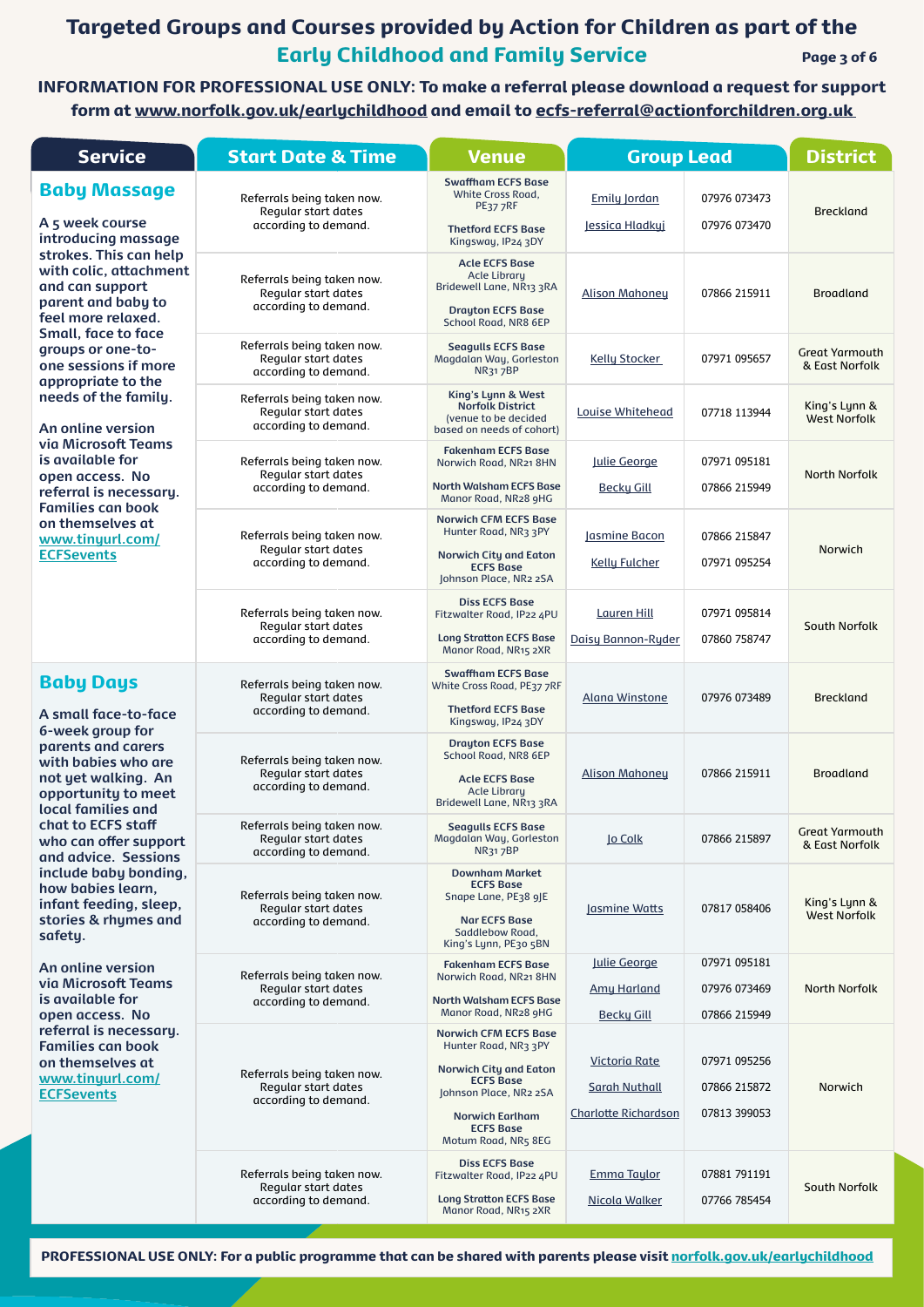# Targeted Groups and Courses provided by Action for Children as part of the Early Childhood and Family Service

**INFORMATION FOR PROFESSIONAL USE ONLY: To make a referral please download a request for support form at www.norfolk.gov.uk/earlychildhood and email to ecfs-referral@actionforchildren.org.uk**

| Service | Start Date & Time | Venue | Group Lead | | District |
|---|---|---|---|---|---|
| **Baby Massage**<br><br>A 5 week course introducing massage strokes. This can help with colic, attachment and can support parent and baby to feel more relaxed. Small, face to face groups or one-to-one sessions if more appropriate to the needs of the family.<br><br>An online version via Microsoft Teams is available for open access. No referral is necessary. Families can book on themselves at www.tinyurl.com/ECFSevents | Referrals being taken now. Regular start dates according to demand. | **Swaffham ECFS Base** White Cross Road, PE37 7RF<br><br>**Thetford ECFS Base** Kingsway, IP24 3DY | Emily Jordan<br><br>Jessica Hladkyj | 07976 073473<br><br>07976 073470 | Breckland |
| | Referrals being taken now. Regular start dates according to demand. | **Acle ECFS Base** Acle Library Bridewell Lane, NR13 3RA<br><br>**Drayton ECFS Base** School Road, NR8 6EP | Alison Mahoney | 07866 215911 | Broadland |
| | Referrals being taken now. Regular start dates according to demand. | **Seagulls ECFS Base** Magdalan Way, Gorleston NR31 7BP | Kelly Stocker | 07971 095657 | Great Yarmouth & East Norfolk |
| | Referrals being taken now. Regular start dates according to demand. | **King's Lynn & West Norfolk District** (venue to be decided based on needs of cohort) | Louise Whitehead | 07718 113944 | King's Lynn & West Norfolk |
| | Referrals being taken now. Regular start dates according to demand. | **Fakenham ECFS Base** Norwich Road, NR21 8HN<br><br>**North Walsham ECFS Base** Manor Road, NR28 9HG | Julie George<br><br>Becky Gill | 07971 095181<br><br>07866 215949 | North Norfolk |
| | Referrals being taken now. Regular start dates according to demand. | **Norwich CFM ECFS Base** Hunter Road, NR3 3PY<br><br>**Norwich City and Eaton ECFS Base** Johnson Place, NR2 2SA | Jasmine Bacon<br><br>Kelly Fulcher | 07866 215847<br><br>07971 095254 | Norwich |
| | Referrals being taken now. Regular start dates according to demand. | **Diss ECFS Base** Fitzwalter Road, IP22 4PU<br><br>**Long Stratton ECFS Base** Manor Road, NR15 2XR | Lauren Hill<br><br>Daisy Bannon-Ryder | 07971 095814<br><br>07860 758747 | South Norfolk |
| **Baby Days**<br><br>A small face-to-face 6-week group for parents and carers with babies who are not yet walking. An opportunity to meet local families and chat to ECFS staff who can offer support and advice. Sessions include baby bonding, how babies learn, infant feeding, sleep, stories & rhymes and safety.<br><br>An online version via Microsoft Teams is available for open access. No referral is necessary. Families can book on themselves at www.tinyurl.com/ECFSevents | Referrals being taken now. Regular start dates according to demand. | **Swaffham ECFS Base** White Cross Road, PE37 7RF<br><br>**Thetford ECFS Base** Kingsway, IP24 3DY | Alana Winstone | 07976 073489 | Breckland |
| | Referrals being taken now. Regular start dates according to demand. | **Drayton ECFS Base** School Road, NR8 6EP<br><br>**Acle ECFS Base** Acle Library Bridewell Lane, NR13 3RA | Alison Mahoney | 07866 215911 | Broadland |
| | Referrals being taken now. Regular start dates according to demand. | **Seagulls ECFS Base** Magdalan Way, Gorleston NR31 7BP | Jo Colk | 07866 215897 | Great Yarmouth & East Norfolk |
| | Referrals being taken now. Regular start dates according to demand. | **Downham Market ECFS Base** Snape Lane, PE38 9JE<br><br>**Nar ECFS Base** Saddlebow Road, King's Lynn, PE30 5BN | Jasmine Watts | 07817 058406 | King's Lynn & West Norfolk |
| | Referrals being taken now. Regular start dates according to demand. | **Fakenham ECFS Base** Norwich Road, NR21 8HN<br><br>**North Walsham ECFS Base** Manor Road, NR28 9HG | Julie George<br><br>Amy Harland<br><br>Becky Gill | 07971 095181<br><br>07976 073469<br><br>07866 215949 | North Norfolk |
| | Referrals being taken now. Regular start dates according to demand. | **Norwich CFM ECFS Base** Hunter Road, NR3 3PY<br><br>**Norwich City and Eaton ECFS Base** Johnson Place, NR2 2SA<br><br>**Norwich Earlham ECFS Base** Motum Road, NR5 8EG | Victoria Rate<br><br>Sarah Nuthall<br><br>Charlotte Richardson | 07971 095256<br><br>07866 215872<br><br>07813 399053 | Norwich |
| | Referrals being taken now. Regular start dates according to demand. | **Diss ECFS Base** Fitzwalter Road, IP22 4PU<br><br>**Long Stratton ECFS Base** Manor Road, NR15 2XR | Emma Taylor<br><br>Nicola Walker | 07881 791191<br><br>07766 785454 | South Norfolk |

**PROFESSIONAL USE ONLY: For a public programme that can be shared with parents please visit norfolk.gov.uk/earlychildhood**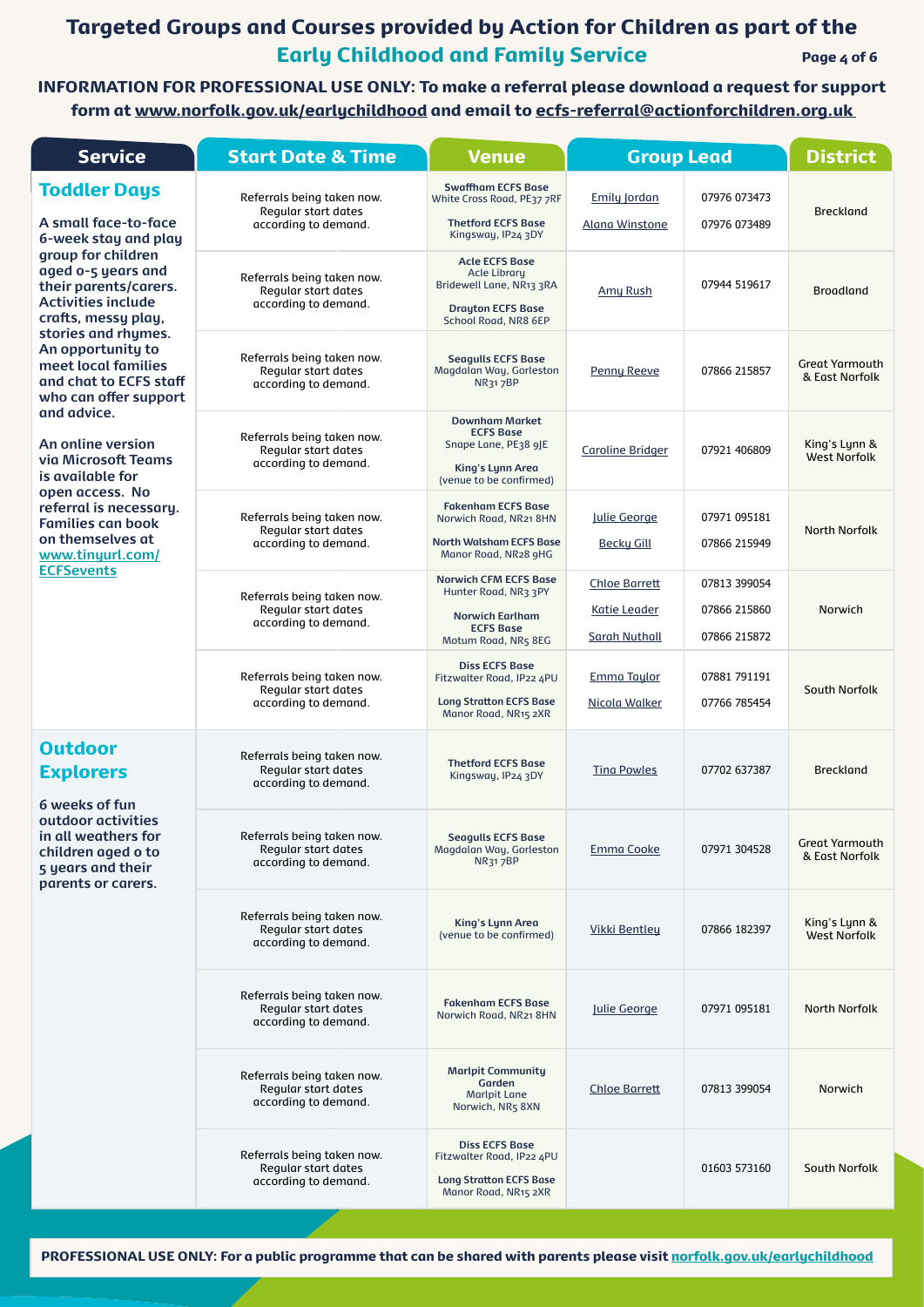# Targeted Groups and Courses provided by Action for Children as part of the Early Childhood and Family Service

**INFORMATION FOR PROFESSIONAL USE ONLY: To make a referral please download a request for support form at www.norfolk.gov.uk/earlychildhood and email to ecfs-referral@actionforchildren.org.uk**

| Service | Start Date & Time | Venue | Group Lead | | District |
|---|---|---|---|---|---|
| **Toddler Days**<br><br>A small face-to-face 6-week stay and play group for children aged 0-5 years and their parents/carers. Activities include crafts, messy play, stories and rhymes. An opportunity to meet local families and chat to ECFS staff who can offer support and advice.<br><br>An online version via Microsoft Teams is available for open access. No referral is necessary. Families can book on themselves at www.tinyurl.com/ECFSevents | Referrals being taken now. Regular start dates according to demand. | **Swaffham ECFS Base** White Cross Road, PE37 7RF<br><br>**Thetford ECFS Base** Kingsway, IP24 3DY | Emily Jordan<br><br>Alana Winstone | 07976 073473<br><br>07976 073489 | Breckland |
| | Referrals being taken now. Regular start dates according to demand. | **Acle ECFS Base** Acle Library Bridewell Lane, NR13 3RA<br><br>**Drayton ECFS Base** School Road, NR8 6EP | Amy Rush | 07944 519617 | Broadland |
| | Referrals being taken now. Regular start dates according to demand. | **Seagulls ECFS Base** Magdalan Way, Gorleston NR31 7BP | Penny Reeve | 07866 215857 | Great Yarmouth & East Norfolk |
| | Referrals being taken now. Regular start dates according to demand. | **Downham Market ECFS Base** Snape Lane, PE38 9JE<br><br>**King's Lynn Area** (venue to be confirmed) | Caroline Bridger | 07921 406809 | King's Lynn & West Norfolk |
| | Referrals being taken now. Regular start dates according to demand. | **Fakenham ECFS Base** Norwich Road, NR21 8HN<br><br>**North Walsham ECFS Base** Manor Road, NR28 9HG | Julie George<br><br>Becky Gill | 07971 095181<br><br>07866 215949 | North Norfolk |
| | Referrals being taken now. Regular start dates according to demand. | **Norwich CFM ECFS Base** Hunter Road, NR3 3PY<br><br>**Norwich Earlham ECFS Base** Motum Road, NR5 8EG | Chloe Barrett<br><br>Katie Leader<br><br>Sarah Nuthall | 07813 399054<br><br>07866 215860<br><br>07866 215872 | Norwich |
| | Referrals being taken now. Regular start dates according to demand. | **Diss ECFS Base** Fitzwalter Road, IP22 4PU<br><br>**Long Stratton ECFS Base** Manor Road, NR15 2XR | Emma Taylor<br><br>Nicola Walker | 07881 791191<br><br>07766 785454 | South Norfolk |
| **Outdoor Explorers**<br><br>6 weeks of fun outdoor activities in all weathers for children aged 0 to 5 years and their parents or carers. | Referrals being taken now. Regular start dates according to demand. | **Thetford ECFS Base** Kingsway, IP24 3DY | Tina Powles | 07702 637387 | Breckland |
| | Referrals being taken now. Regular start dates according to demand. | **Seagulls ECFS Base** Magdalan Way, Gorleston NR31 7BP | Emma Cooke | 07971 304528 | Great Yarmouth & East Norfolk |
| | Referrals being taken now. Regular start dates according to demand. | **King's Lynn Area** (venue to be confirmed) | Vikki Bentley | 07866 182397 | King's Lynn & West Norfolk |
| | Referrals being taken now. Regular start dates according to demand. | **Fakenham ECFS Base** Norwich Road, NR21 8HN | Julie George | 07971 095181 | North Norfolk |
| | Referrals being taken now. Regular start dates according to demand. | **Marlpit Community Garden** Marlpit Lane Norwich, NR5 8XN | Chloe Barrett | 07813 399054 | Norwich |
| | Referrals being taken now. Regular start dates according to demand. | **Diss ECFS Base** Fitzwalter Road, IP22 4PU<br><br>**Long Stratton ECFS Base** Manor Road, NR15 2XR | | 01603 573160 | South Norfolk |

**PROFESSIONAL USE ONLY: For a public programme that can be shared with parents please visit norfolk.gov.uk/earlychildhood**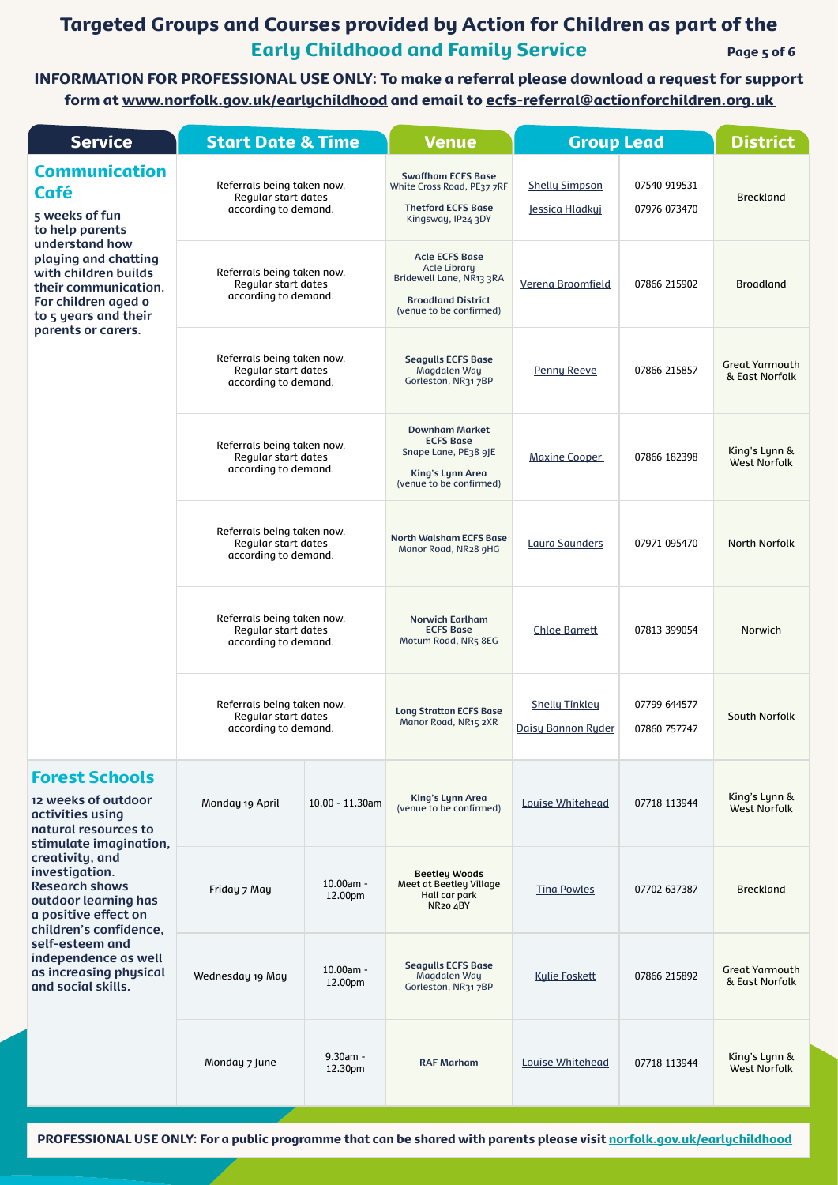# Targeted Groups and Courses provided by Action for Children as part of the Early Childhood and Family Service

**INFORMATION FOR PROFESSIONAL USE ONLY: To make a referral please download a request for support form at www.norfolk.gov.uk/earlychildhood and email to ecfs-referral@actionforchildren.org.uk**

| Service | Start Date & Time | | Venue | Group Lead | | District |
|---|---|---|---|---|---|---|
| **Communication Café** 5 weeks of fun to help parents understand how playing and chatting with children builds their communication. For children aged 0 to 5 years and their parents or carers. | Referrals being taken now. Regular start dates according to demand. | | **Swaffham ECFS Base** White Cross Road, PE37 7RF **Thetford ECFS Base** Kingsway, IP24 3DY | Shelly Simpson Jessica Hladkyj | 07540 919531 07976 073470 | Breckland |
| | Referrals being taken now. Regular start dates according to demand. | | **Acle ECFS Base** Acle Library Bridewell Lane, NR13 3RA **Broadland District** (venue to be confirmed) | Verena Broomfield | 07866 215902 | Broadland |
| | Referrals being taken now. Regular start dates according to demand. | | **Seagulls ECFS Base** Magdalen Way Gorleston, NR31 7BP | Penny Reeve | 07866 215857 | Great Yarmouth & East Norfolk |
| | Referrals being taken now. Regular start dates according to demand. | | **Downham Market ECFS Base** Snape Lane, PE38 9JE **King's Lynn Area** (venue to be confirmed) | Maxine Cooper | 07866 182398 | King's Lynn & West Norfolk |
| | Referrals being taken now. Regular start dates according to demand. | | **North Walsham ECFS Base** Manor Road, NR28 9HG | Laura Saunders | 07971 095470 | North Norfolk |
| | Referrals being taken now. Regular start dates according to demand. | | **Norwich Earlham ECFS Base** Motum Road, NR5 8EG | Chloe Barrett | 07813 399054 | Norwich |
| | Referrals being taken now. Regular start dates according to demand. | | **Long Stratton ECFS Base** Manor Road, NR15 2XR | Shelly Tinkley Daisy Bannon Ryder | 07799 644577 07860 757747 | South Norfolk |
| **Forest Schools** 12 weeks of outdoor activities using natural resources to stimulate imagination, creativity, and investigation. Research shows outdoor learning has a positive effect on children's confidence, self-esteem and independence as well as increasing physical and social skills. | Monday 19 April | 10.00 - 11.30am | **King's Lynn Area** (venue to be confirmed) | Louise Whitehead | 07718 113944 | King's Lynn & West Norfolk |
| | Friday 7 May | 10.00am - 12.00pm | **Beetley Woods** Meet at Beetley Village Hall car park NR20 4BY | Tina Powles | 07702 637387 | Breckland |
| | Wednesday 19 May | 10.00am - 12.00pm | **Seagulls ECFS Base** Magdalen Way Gorleston, NR31 7BP | Kylie Foskett | 07866 215892 | Great Yarmouth & East Norfolk |
| | Monday 7 June | 9.30am - 12.30pm | **RAF Marham** | Louise Whitehead | 07718 113944 | King's Lynn & West Norfolk |

**PROFESSIONAL USE ONLY: For a public programme that can be shared with parents please visit norfolk.gov.uk/earlychildhood**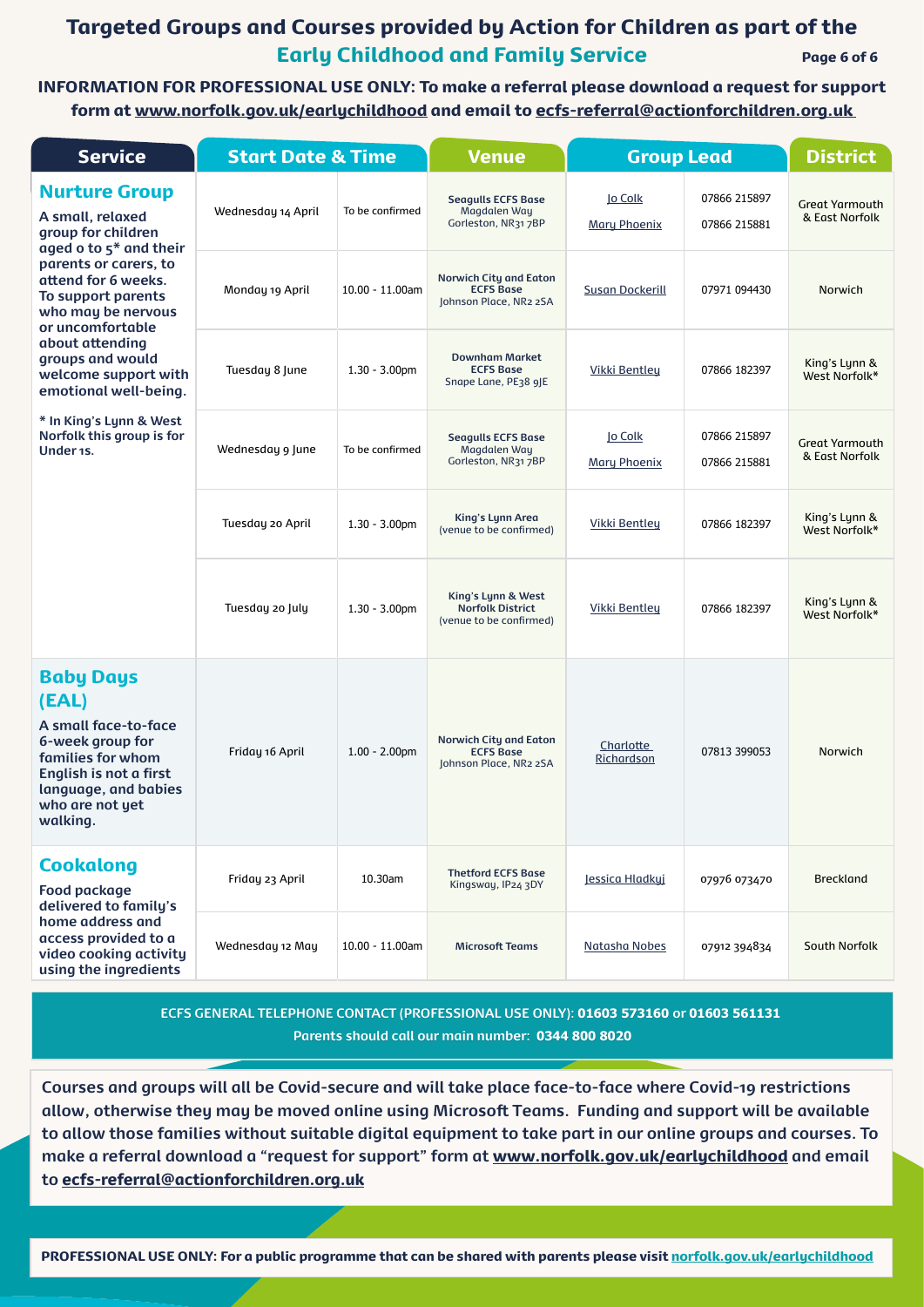# Targeted Groups and Courses provided by Action for Children as part of the Early Childhood and Family Service

**INFORMATION FOR PROFESSIONAL USE ONLY: To make a referral please download a request for support form at www.norfolk.gov.uk/earlychildhood and email to ecfs-referral@actionforchildren.org.uk**

| Service | Start Date & Time | | Venue | Group Lead | | District |
|---|---|---|---|---|---|---|
| **Nurture Group** A small, relaxed group for children aged 0 to 5* and their parents or carers, to attend for 6 weeks. To support parents who may be nervous or uncomfortable about attending groups and would welcome support with emotional well-being. * In King's Lynn & West Norfolk this group is for Under 1s. | Wednesday 14 April | To be confirmed | **Seagulls ECFS Base** Magdalen Way Gorleston, NR31 7BP | Jo Colk<br>Mary Phoenix | 07866 215897<br>07866 215881 | Great Yarmouth & East Norfolk |
| | Monday 19 April | 10.00 - 11.00am | **Norwich City and Eaton ECFS Base** Johnson Place, NR2 2SA | Susan Dockerill | 07971 094430 | Norwich |
| | Tuesday 8 June | 1.30 - 3.00pm | **Downham Market ECFS Base** Snape Lane, PE38 9JE | Vikki Bentley | 07866 182397 | King's Lynn & West Norfolk* |
| | Wednesday 9 June | To be confirmed | **Seagulls ECFS Base** Magdalen Way Gorleston, NR31 7BP | Jo Colk<br>Mary Phoenix | 07866 215897<br>07866 215881 | Great Yarmouth & East Norfolk |
| | Tuesday 20 April | 1.30 - 3.00pm | **King's Lynn Area** (venue to be confirmed) | Vikki Bentley | 07866 182397 | King's Lynn & West Norfolk* |
| | Tuesday 20 July | 1.30 - 3.00pm | **King's Lynn & West Norfolk District** (venue to be confirmed) | Vikki Bentley | 07866 182397 | King's Lynn & West Norfolk* |
| **Baby Days (EAL)** A small face-to-face 6-week group for families for whom English is not a first language, and babies who are not yet walking. | Friday 16 April | 1.00 - 2.00pm | **Norwich City and Eaton ECFS Base** Johnson Place, NR2 2SA | Charlotte Richardson | 07813 399053 | Norwich |
| **Cookalong** Food package delivered to family's home address and access provided to a video cooking activity using the ingredients | Friday 23 April | 10.30am | **Thetford ECFS Base** Kingsway, IP24 3DY | Jessica Hladkyj | 07976 073470 | Breckland |
| | Wednesday 12 May | 10.00 - 11.00am | **Microsoft Teams** | Natasha Nobes | 07912 394834 | South Norfolk |

ECFS GENERAL TELEPHONE CONTACT (PROFESSIONAL USE ONLY): **01603 573160** or **01603 561131**
Parents should call our main number: **0344 800 8020**

**Courses and groups will all be Covid-secure and will take place face-to-face where Covid-19 restrictions allow, otherwise they may be moved online using Microsoft Teams. Funding and support will be available to allow those families without suitable digital equipment to take part in our online groups and courses. To make a referral download a "request for support" form at www.norfolk.gov.uk/earlychildhood and email to ecfs-referral@actionforchildren.org.uk**

**PROFESSIONAL USE ONLY: For a public programme that can be shared with parents please visit norfolk.gov.uk/earlychildhood**